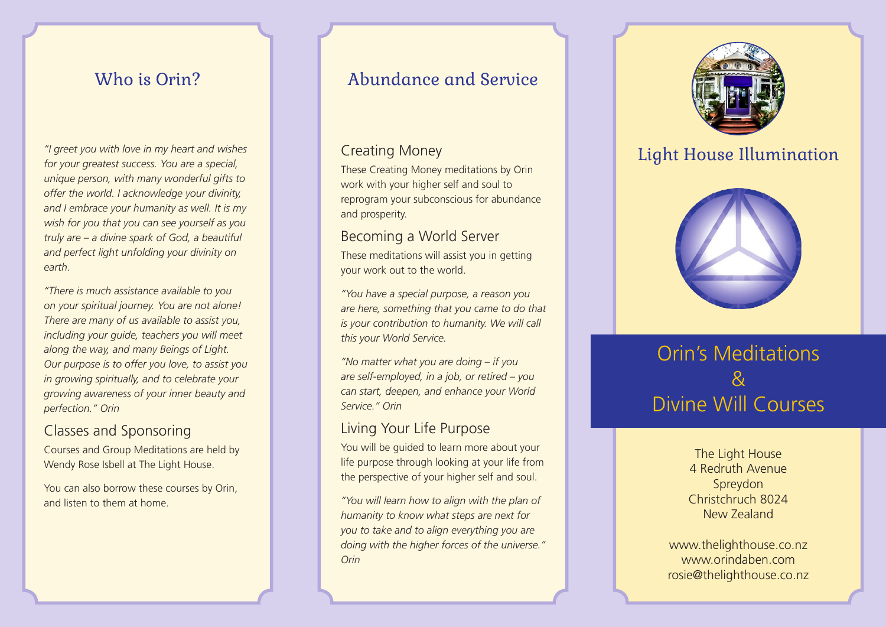## Who is Orin?

*"I greet you with love in my heart and wishes for your greatest success. You are a special, unique person, with many wonderful gifts to offer the world. I acknowledge your divinity, and I embrace your humanity as well. It is my wish for you that you can see yourself as you truly are – a divine spark of God, a beautiful and perfect light unfolding your divinity on earth.*

*"There is much assistance available to you on your spiritual journey. You are not alone! There are many of us available to assist you, including your guide, teachers you will meet along the way, and many Beings of Light. Our purpose is to offer you love, to assist you in growing spiritually, and to celebrate your growing awareness of your inner beauty and perfection." Orin*

### Classes and Sponsoring

Courses and Group Meditations are held by Wendy Rose Isbell at The Light House.

You can also borrow these courses by Orin, and listen to them at home.

## Abundance and Service

### Creating Money

These Creating Money meditations by Orin work with your higher self and soul to reprogram your subconscious for abundance and prosperity.

### Becoming a World Server

These meditations will assist you in getting your work out to the world.

*"You have a special purpose, a reason you are here, something that you came to do that is your contribution to humanity. We will call this your World Service.*

*"No matter what you are doing – if you are self-employed, in a job, or retired – you can start, deepen, and enhance your World Service." Orin*

### Living Your Life Purpose

You will be guided to learn more about your life purpose through looking at your life from the perspective of your higher self and soul.

*"You will learn how to align with the plan of humanity to know what steps are next for you to take and to align everything you are doing with the higher forces of the universe." Orin*

## Light House Illumination

# Orin's Meditations & Divine Will Courses

The Light House
4 Redruth Avenue
Spreydon
Christchruch 8024
New Zealand

www.thelighthouse.co.nz
www.orindaben.com
rosie@thelighthouse.co.nz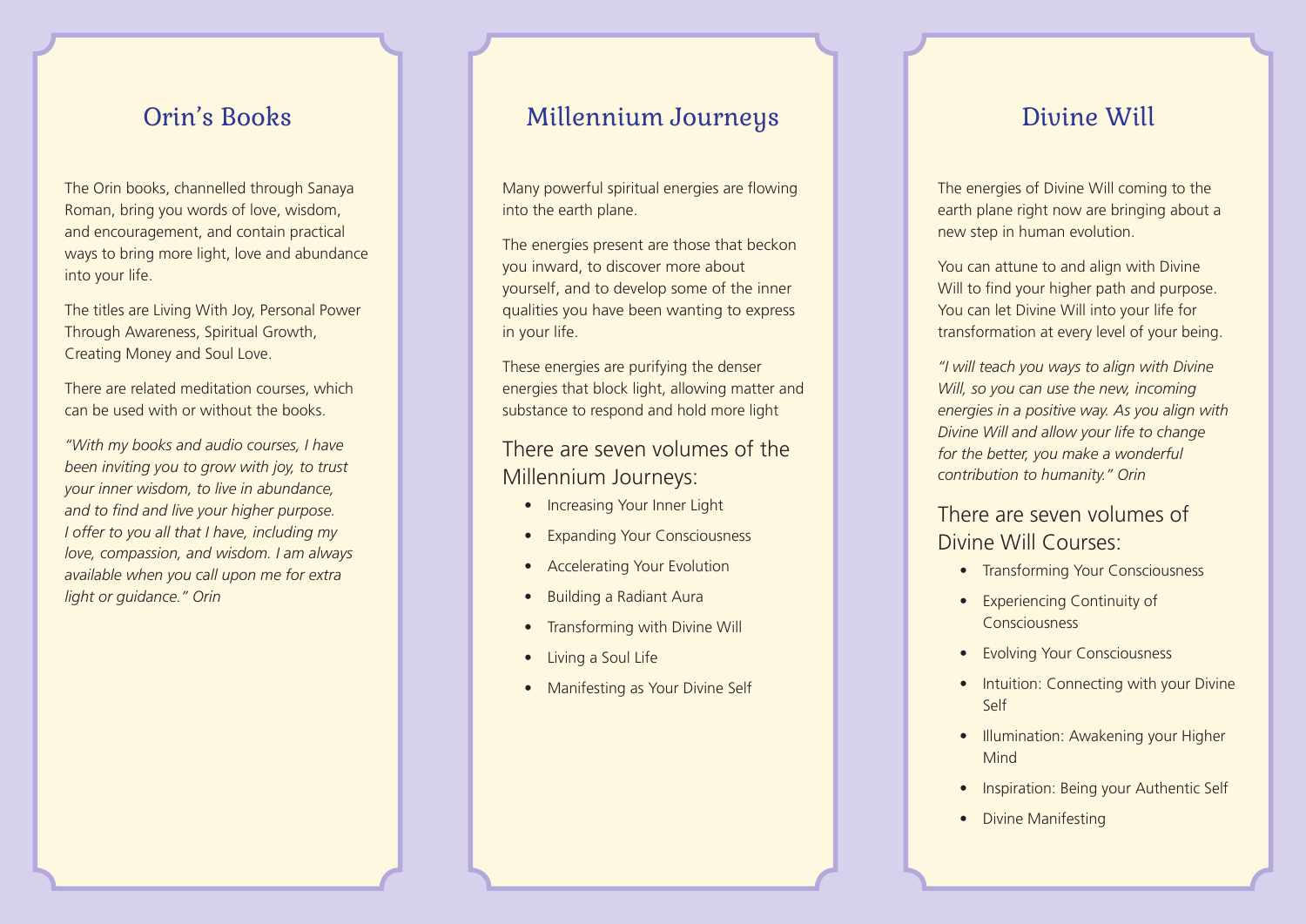## Orin's Books

The Orin books, channelled through Sanaya Roman, bring you words of love, wisdom, and encouragement, and contain practical ways to bring more light, love and abundance into your life.

The titles are Living With Joy, Personal Power Through Awareness, Spiritual Growth, Creating Money and Soul Love.

There are related meditation courses, which can be used with or without the books.

*"With my books and audio courses, I have been inviting you to grow with joy, to trust your inner wisdom, to live in abundance, and to find and live your higher purpose. I offer to you all that I have, including my love, compassion, and wisdom. I am always available when you call upon me for extra light or guidance." Orin*

## Millennium Journeys

Many powerful spiritual energies are flowing into the earth plane.

The energies present are those that beckon you inward, to discover more about yourself, and to develop some of the inner qualities you have been wanting to express in your life.

These energies are purifying the denser energies that block light, allowing matter and substance to respond and hold more light

### There are seven volumes of the Millennium Journeys:

- Increasing Your Inner Light
- Expanding Your Consciousness
- Accelerating Your Evolution
- Building a Radiant Aura
- Transforming with Divine Will
- Living a Soul Life
- Manifesting as Your Divine Self

## Divine Will

The energies of Divine Will coming to the earth plane right now are bringing about a new step in human evolution.

You can attune to and align with Divine Will to find your higher path and purpose. You can let Divine Will into your life for transformation at every level of your being.

*"I will teach you ways to align with Divine Will, so you can use the new, incoming energies in a positive way. As you align with Divine Will and allow your life to change for the better, you make a wonderful contribution to humanity." Orin*

### There are seven volumes of Divine Will Courses:

- Transforming Your Consciousness
- Experiencing Continuity of Consciousness
- Evolving Your Consciousness
- Intuition: Connecting with your Divine Self
- Illumination: Awakening your Higher Mind
- Inspiration: Being your Authentic Self
- Divine Manifesting